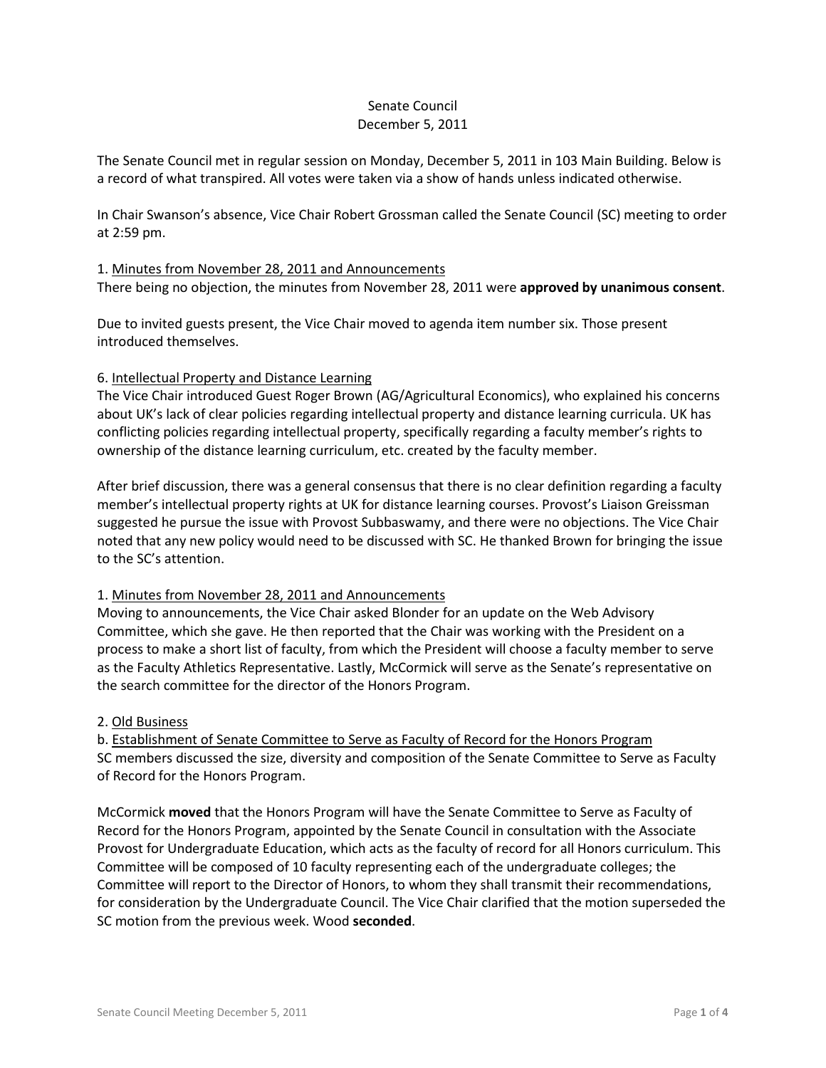# Senate Council
## December 5, 2011

The Senate Council met in regular session on Monday, December 5, 2011 in 103 Main Building. Below is a record of what transpired. All votes were taken via a show of hands unless indicated otherwise.

In Chair Swanson's absence, Vice Chair Robert Grossman called the Senate Council (SC) meeting to order at 2:59 pm.

1. <u>Minutes from November 28, 2011 and Announcements</u>
There being no objection, the minutes from November 28, 2011 were **approved by unanimous consent**.

Due to invited guests present, the Vice Chair moved to agenda item number six. Those present introduced themselves.

6. <u>Intellectual Property and Distance Learning</u>
The Vice Chair introduced Guest Roger Brown (AG/Agricultural Economics), who explained his concerns about UK's lack of clear policies regarding intellectual property and distance learning curricula. UK has conflicting policies regarding intellectual property, specifically regarding a faculty member's rights to ownership of the distance learning curriculum, etc. created by the faculty member.

After brief discussion, there was a general consensus that there is no clear definition regarding a faculty member's intellectual property rights at UK for distance learning courses. Provost's Liaison Greissman suggested he pursue the issue with Provost Subbaswamy, and there were no objections. The Vice Chair noted that any new policy would need to be discussed with SC. He thanked Brown for bringing the issue to the SC's attention.

1. <u>Minutes from November 28, 2011 and Announcements</u>
Moving to announcements, the Vice Chair asked Blonder for an update on the Web Advisory Committee, which she gave. He then reported that the Chair was working with the President on a process to make a short list of faculty, from which the President will choose a faculty member to serve as the Faculty Athletics Representative. Lastly, McCormick will serve as the Senate's representative on the search committee for the director of the Honors Program.

2. <u>Old Business</u>
b. <u>Establishment of Senate Committee to Serve as Faculty of Record for the Honors Program</u>
SC members discussed the size, diversity and composition of the Senate Committee to Serve as Faculty of Record for the Honors Program.

McCormick **moved** that the Honors Program will have the Senate Committee to Serve as Faculty of Record for the Honors Program, appointed by the Senate Council in consultation with the Associate Provost for Undergraduate Education, which acts as the faculty of record for all Honors curriculum. This Committee will be composed of 10 faculty representing each of the undergraduate colleges; the Committee will report to the Director of Honors, to whom they shall transmit their recommendations, for consideration by the Undergraduate Council. The Vice Chair clarified that the motion superseded the SC motion from the previous week. Wood **seconded**.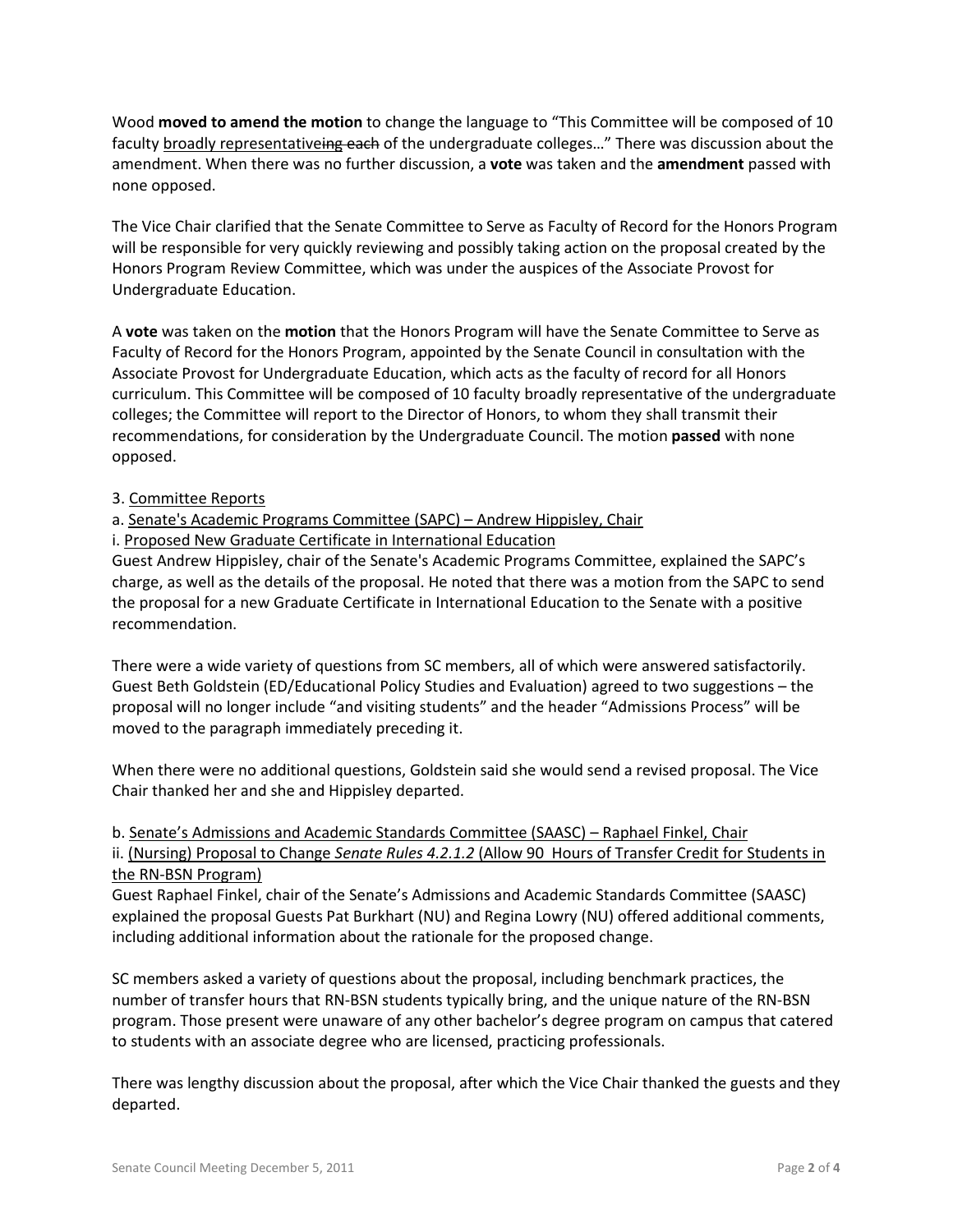Wood **moved to amend the motion** to change the language to "This Committee will be composed of 10 faculty <u>broadly representative</u>~~ing each~~ of the undergraduate colleges…" There was discussion about the amendment. When there was no further discussion, a **vote** was taken and the **amendment** passed with none opposed.

The Vice Chair clarified that the Senate Committee to Serve as Faculty of Record for the Honors Program will be responsible for very quickly reviewing and possibly taking action on the proposal created by the Honors Program Review Committee, which was under the auspices of the Associate Provost for Undergraduate Education.

A **vote** was taken on the **motion** that the Honors Program will have the Senate Committee to Serve as Faculty of Record for the Honors Program, appointed by the Senate Council in consultation with the Associate Provost for Undergraduate Education, which acts as the faculty of record for all Honors curriculum. This Committee will be composed of 10 faculty broadly representative of the undergraduate colleges; the Committee will report to the Director of Honors, to whom they shall transmit their recommendations, for consideration by the Undergraduate Council. The motion **passed** with none opposed.

3. <u>Committee Reports</u>

a. <u>Senate's Academic Programs Committee (SAPC) – Andrew Hippisley, Chair</u>

i. <u>Proposed New Graduate Certificate in International Education</u>

Guest Andrew Hippisley, chair of the Senate's Academic Programs Committee, explained the SAPC's charge, as well as the details of the proposal. He noted that there was a motion from the SAPC to send the proposal for a new Graduate Certificate in International Education to the Senate with a positive recommendation.

There were a wide variety of questions from SC members, all of which were answered satisfactorily. Guest Beth Goldstein (ED/Educational Policy Studies and Evaluation) agreed to two suggestions – the proposal will no longer include "and visiting students" and the header "Admissions Process" will be moved to the paragraph immediately preceding it.

When there were no additional questions, Goldstein said she would send a revised proposal. The Vice Chair thanked her and she and Hippisley departed.

b. <u>Senate's Admissions and Academic Standards Committee (SAASC) – Raphael Finkel, Chair</u>

ii. <u>(Nursing) Proposal to Change *Senate Rules 4.2.1.2* (Allow 90 Hours of Transfer Credit for Students in the RN-BSN Program)</u>

Guest Raphael Finkel, chair of the Senate's Admissions and Academic Standards Committee (SAASC) explained the proposal Guests Pat Burkhart (NU) and Regina Lowry (NU) offered additional comments, including additional information about the rationale for the proposed change.

SC members asked a variety of questions about the proposal, including benchmark practices, the number of transfer hours that RN-BSN students typically bring, and the unique nature of the RN-BSN program. Those present were unaware of any other bachelor's degree program on campus that catered to students with an associate degree who are licensed, practicing professionals.

There was lengthy discussion about the proposal, after which the Vice Chair thanked the guests and they departed.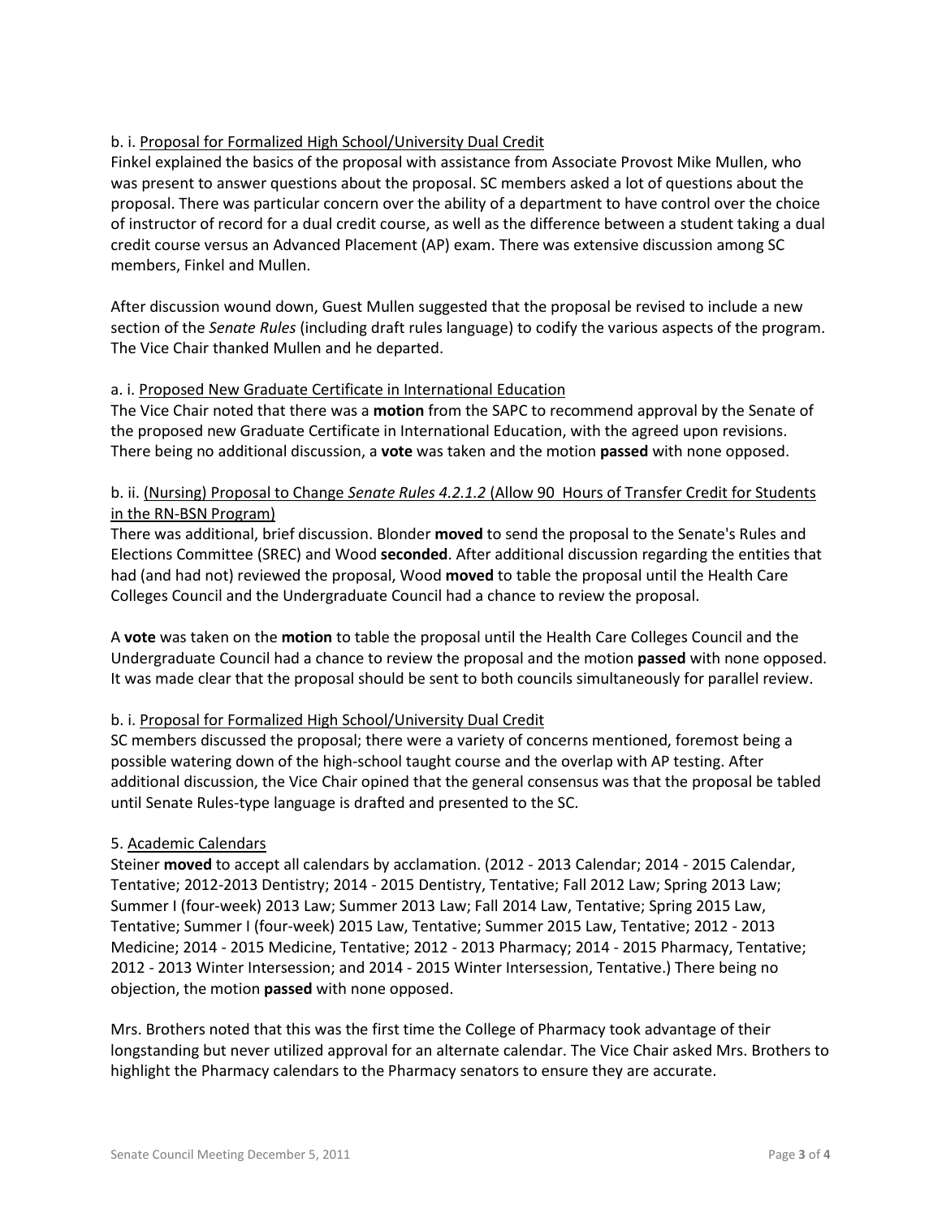b. i. Proposal for Formalized High School/University Dual Credit

Finkel explained the basics of the proposal with assistance from Associate Provost Mike Mullen, who was present to answer questions about the proposal. SC members asked a lot of questions about the proposal. There was particular concern over the ability of a department to have control over the choice of instructor of record for a dual credit course, as well as the difference between a student taking a dual credit course versus an Advanced Placement (AP) exam. There was extensive discussion among SC members, Finkel and Mullen.

After discussion wound down, Guest Mullen suggested that the proposal be revised to include a new section of the *Senate Rules* (including draft rules language) to codify the various aspects of the program. The Vice Chair thanked Mullen and he departed.

a. i. Proposed New Graduate Certificate in International Education

The Vice Chair noted that there was a **motion** from the SAPC to recommend approval by the Senate of the proposed new Graduate Certificate in International Education, with the agreed upon revisions. There being no additional discussion, a **vote** was taken and the motion **passed** with none opposed.

b. ii. (Nursing) Proposal to Change *Senate Rules 4.2.1.2* (Allow 90 Hours of Transfer Credit for Students in the RN-BSN Program)

There was additional, brief discussion. Blonder **moved** to send the proposal to the Senate's Rules and Elections Committee (SREC) and Wood **seconded**. After additional discussion regarding the entities that had (and had not) reviewed the proposal, Wood **moved** to table the proposal until the Health Care Colleges Council and the Undergraduate Council had a chance to review the proposal.

A **vote** was taken on the **motion** to table the proposal until the Health Care Colleges Council and the Undergraduate Council had a chance to review the proposal and the motion **passed** with none opposed. It was made clear that the proposal should be sent to both councils simultaneously for parallel review.

b. i. Proposal for Formalized High School/University Dual Credit

SC members discussed the proposal; there were a variety of concerns mentioned, foremost being a possible watering down of the high-school taught course and the overlap with AP testing. After additional discussion, the Vice Chair opined that the general consensus was that the proposal be tabled until Senate Rules-type language is drafted and presented to the SC.

5. Academic Calendars

Steiner **moved** to accept all calendars by acclamation. (2012 - 2013 Calendar; 2014 - 2015 Calendar, Tentative; 2012-2013 Dentistry; 2014 - 2015 Dentistry, Tentative; Fall 2012 Law; Spring 2013 Law; Summer I (four-week) 2013 Law; Summer 2013 Law; Fall 2014 Law, Tentative; Spring 2015 Law, Tentative; Summer I (four-week) 2015 Law, Tentative; Summer 2015 Law, Tentative; 2012 - 2013 Medicine; 2014 - 2015 Medicine, Tentative; 2012 - 2013 Pharmacy; 2014 - 2015 Pharmacy, Tentative; 2012 - 2013 Winter Intersession; and 2014 - 2015 Winter Intersession, Tentative.) There being no objection, the motion **passed** with none opposed.

Mrs. Brothers noted that this was the first time the College of Pharmacy took advantage of their longstanding but never utilized approval for an alternate calendar. The Vice Chair asked Mrs. Brothers to highlight the Pharmacy calendars to the Pharmacy senators to ensure they are accurate.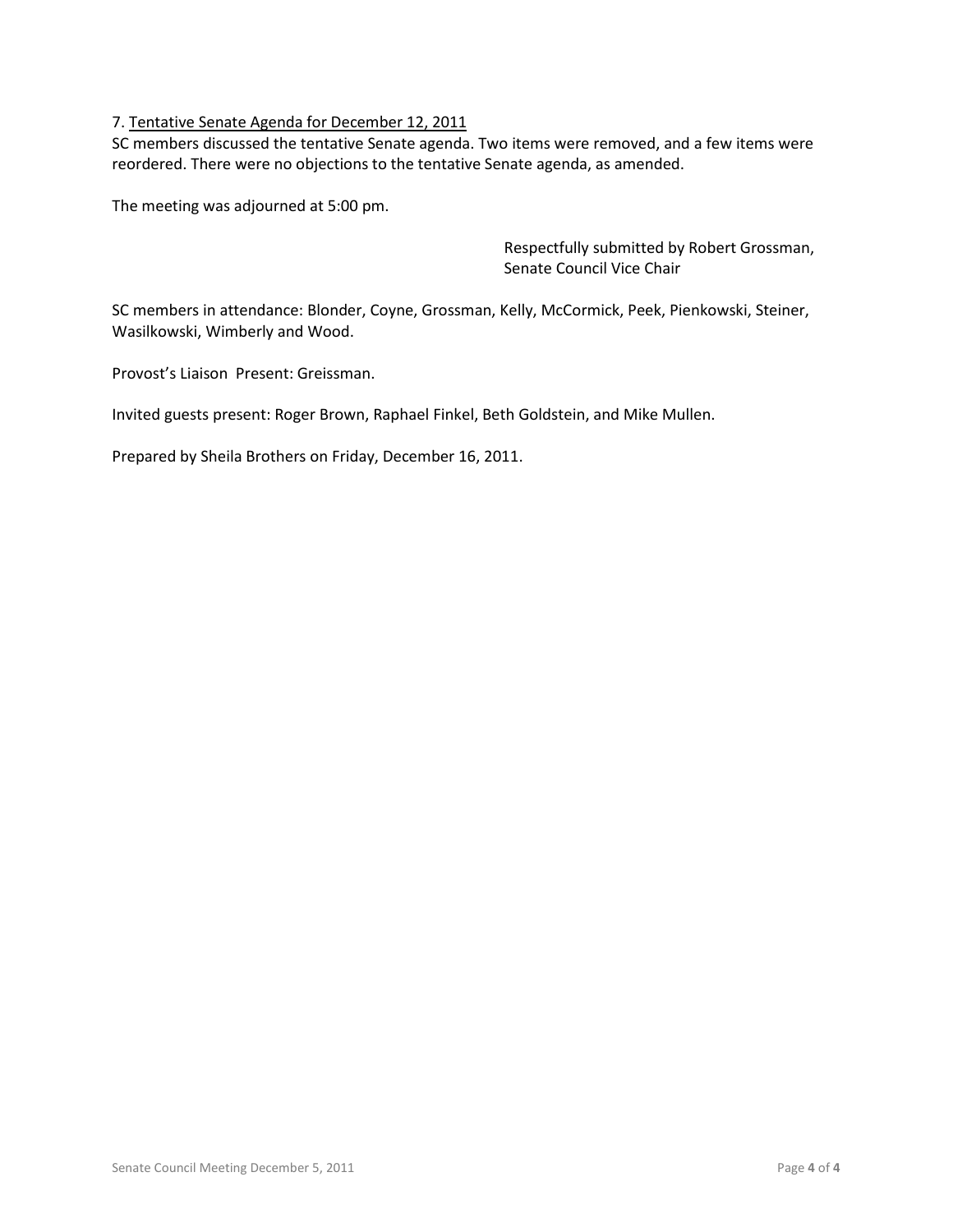7. <u>Tentative Senate Agenda for December 12, 2011</u>

SC members discussed the tentative Senate agenda. Two items were removed, and a few items were reordered. There were no objections to the tentative Senate agenda, as amended.

The meeting was adjourned at 5:00 pm.

Respectfully submitted by Robert Grossman,
Senate Council Vice Chair

SC members in attendance: Blonder, Coyne, Grossman, Kelly, McCormick, Peek, Pienkowski, Steiner, Wasilkowski, Wimberly and Wood.

Provost's Liaison Present: Greissman.

Invited guests present: Roger Brown, Raphael Finkel, Beth Goldstein, and Mike Mullen.

Prepared by Sheila Brothers on Friday, December 16, 2011.